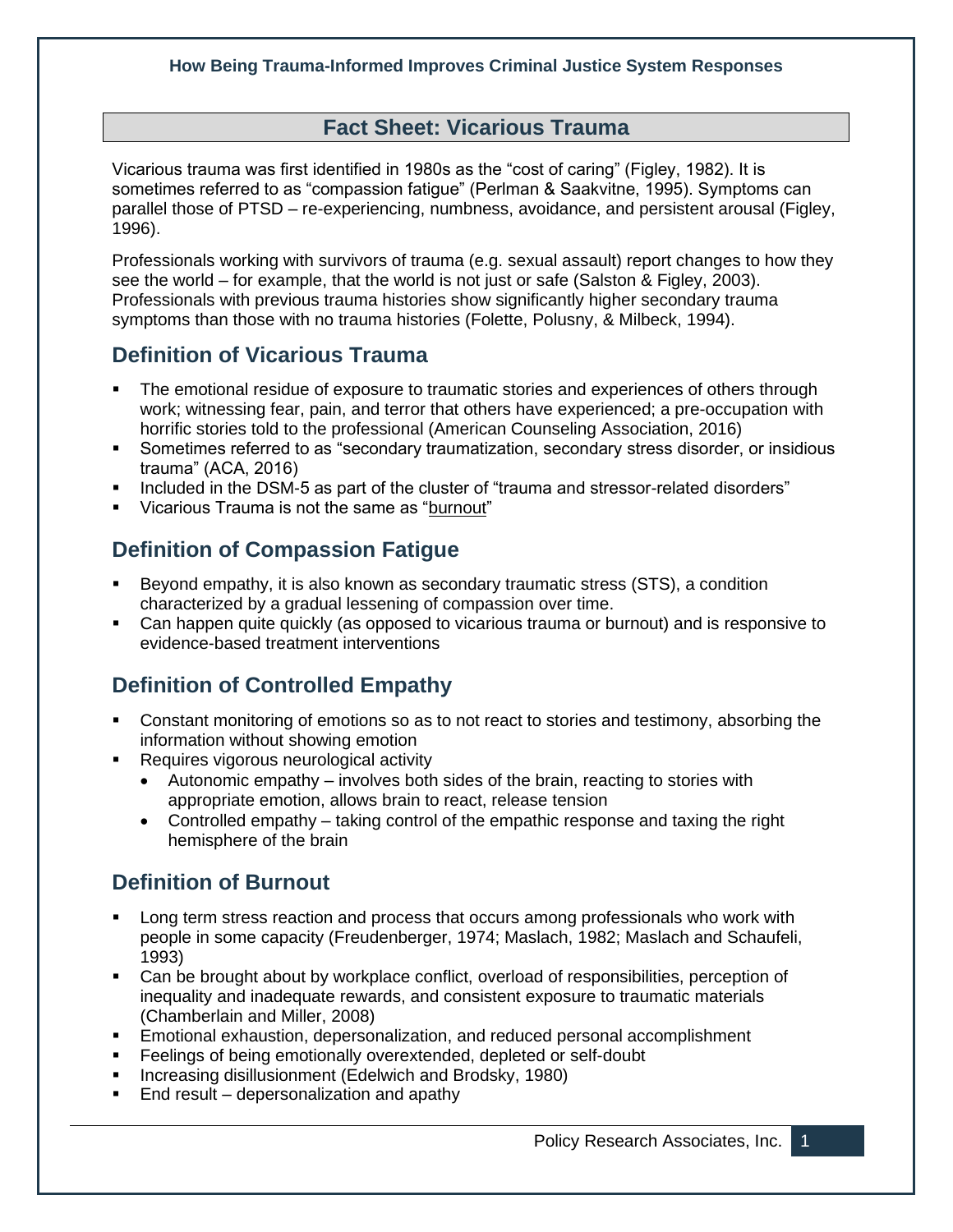# Fact Sheet: Vicarious Trauma

Vicarious trauma was first identified in 1980s as the "cost of caring" (Figley, 1982). It is sometimes referred to as "compassion fatigue" (Perlman & Saakvitne, 1995). Symptoms can parallel those of PTSD – re-experiencing, numbness, avoidance, and persistent arousal (Figley, 1996).

Professionals working with survivors of trauma (e.g. sexual assault) report changes to how they see the world – for example, that the world is not just or safe (Salston & Figley, 2003). Professionals with previous trauma histories show significantly higher secondary trauma symptoms than those with no trauma histories (Folette, Polusny, & Milbeck, 1994).

## Definition of Vicarious Trauma

- The emotional residue of exposure to traumatic stories and experiences of others through work; witnessing fear, pain, and terror that others have experienced; a pre-occupation with horrific stories told to the professional (American Counseling Association, 2016)
- Sometimes referred to as "secondary traumatization, secondary stress disorder, or insidious trauma" (ACA, 2016)
- Included in the DSM-5 as part of the cluster of "trauma and stressor-related disorders"
- Vicarious Trauma is not the same as "burnout"

## Definition of Compassion Fatigue

- Beyond empathy, it is also known as secondary traumatic stress (STS), a condition characterized by a gradual lessening of compassion over time.
- Can happen quite quickly (as opposed to vicarious trauma or burnout) and is responsive to evidence-based treatment interventions

## Definition of Controlled Empathy

- Constant monitoring of emotions so as to not react to stories and testimony, absorbing the information without showing emotion
- Requires vigorous neurological activity
  - Autonomic empathy – involves both sides of the brain, reacting to stories with appropriate emotion, allows brain to react, release tension
  - Controlled empathy – taking control of the empathic response and taxing the right hemisphere of the brain

## Definition of Burnout

- Long term stress reaction and process that occurs among professionals who work with people in some capacity (Freudenberger, 1974; Maslach, 1982; Maslach and Schaufeli, 1993)
- Can be brought about by workplace conflict, overload of responsibilities, perception of inequality and inadequate rewards, and consistent exposure to traumatic materials (Chamberlain and Miller, 2008)
- Emotional exhaustion, depersonalization, and reduced personal accomplishment
- Feelings of being emotionally overextended, depleted or self-doubt
- Increasing disillusionment (Edelwich and Brodsky, 1980)
- End result – depersonalization and apathy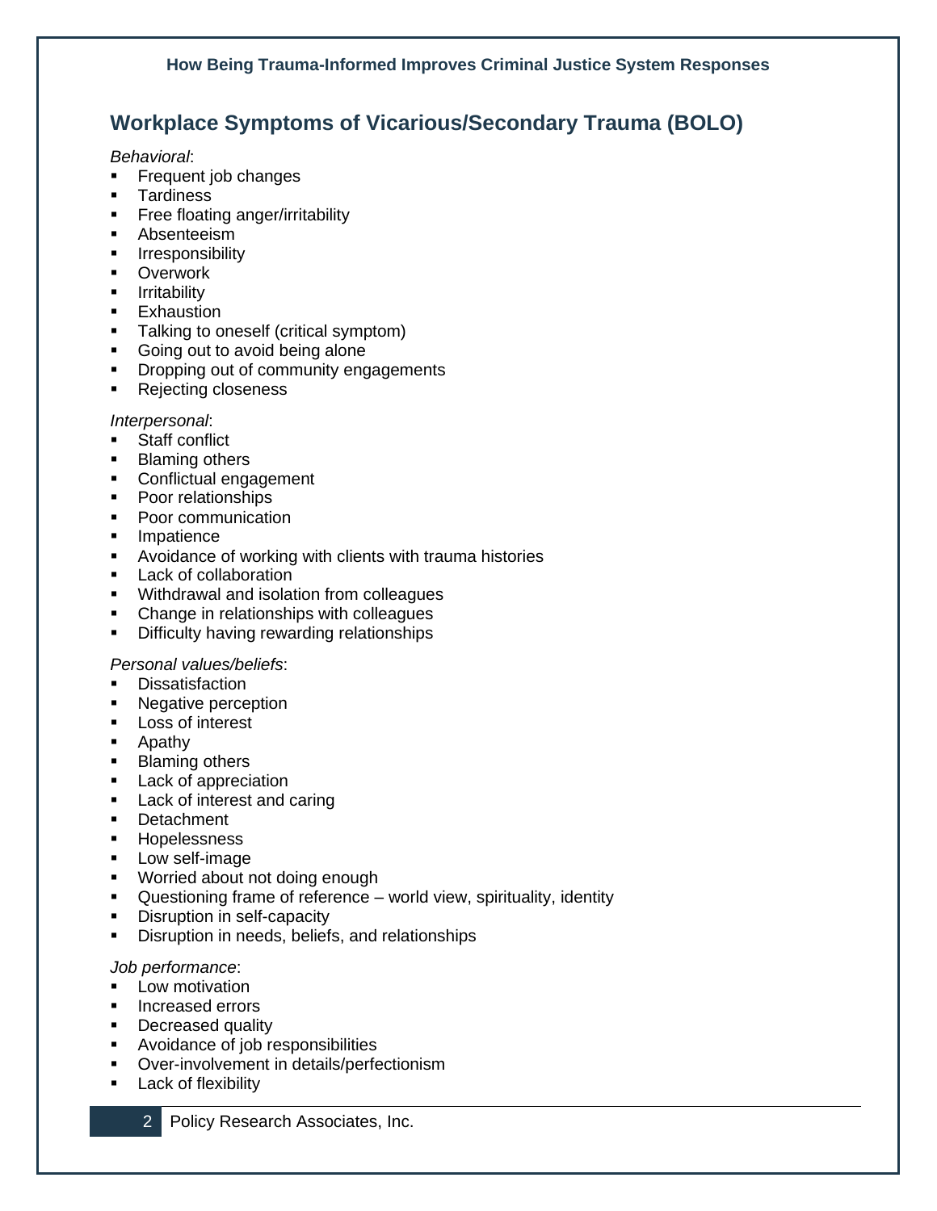## Workplace Symptoms of Vicarious/Secondary Trauma (BOLO)

*Behavioral*:

- Frequent job changes
- Tardiness
- Free floating anger/irritability
- Absenteeism
- Irresponsibility
- Overwork
- Irritability
- Exhaustion
- Talking to oneself (critical symptom)
- Going out to avoid being alone
- Dropping out of community engagements
- Rejecting closeness

*Interpersonal*:

- Staff conflict
- Blaming others
- Conflictual engagement
- Poor relationships
- Poor communication
- Impatience
- Avoidance of working with clients with trauma histories
- Lack of collaboration
- Withdrawal and isolation from colleagues
- Change in relationships with colleagues
- Difficulty having rewarding relationships

*Personal values/beliefs*:

- Dissatisfaction
- Negative perception
- Loss of interest
- Apathy
- Blaming others
- Lack of appreciation
- Lack of interest and caring
- Detachment
- Hopelessness
- Low self-image
- Worried about not doing enough
- Questioning frame of reference – world view, spirituality, identity
- Disruption in self-capacity
- Disruption in needs, beliefs, and relationships

*Job performance*:

- Low motivation
- Increased errors
- Decreased quality
- Avoidance of job responsibilities
- Over-involvement in details/perfectionism
- Lack of flexibility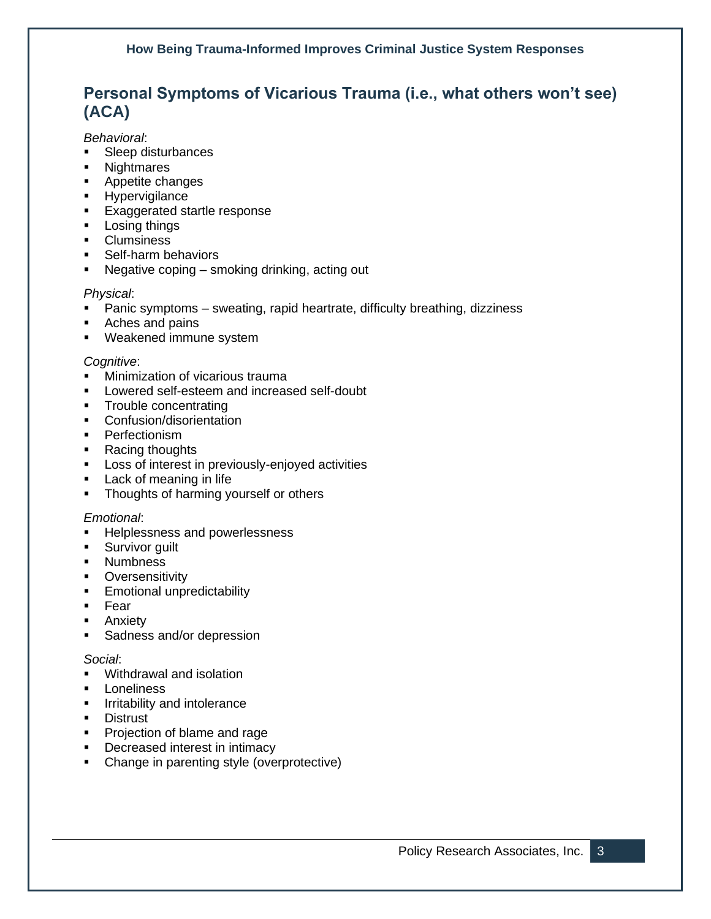## Personal Symptoms of Vicarious Trauma (i.e., what others won't see) (ACA)

*Behavioral*:

- Sleep disturbances
- Nightmares
- Appetite changes
- Hypervigilance
- Exaggerated startle response
- Losing things
- Clumsiness
- Self-harm behaviors
- Negative coping – smoking drinking, acting out

*Physical*:

- Panic symptoms – sweating, rapid heartrate, difficulty breathing, dizziness
- Aches and pains
- Weakened immune system

*Cognitive*:

- Minimization of vicarious trauma
- Lowered self-esteem and increased self-doubt
- Trouble concentrating
- Confusion/disorientation
- Perfectionism
- Racing thoughts
- Loss of interest in previously-enjoyed activities
- Lack of meaning in life
- Thoughts of harming yourself or others

*Emotional*:

- Helplessness and powerlessness
- Survivor guilt
- Numbness
- Oversensitivity
- Emotional unpredictability
- Fear
- Anxiety
- Sadness and/or depression

*Social*:

- Withdrawal and isolation
- Loneliness
- Irritability and intolerance
- Distrust
- Projection of blame and rage
- Decreased interest in intimacy
- Change in parenting style (overprotective)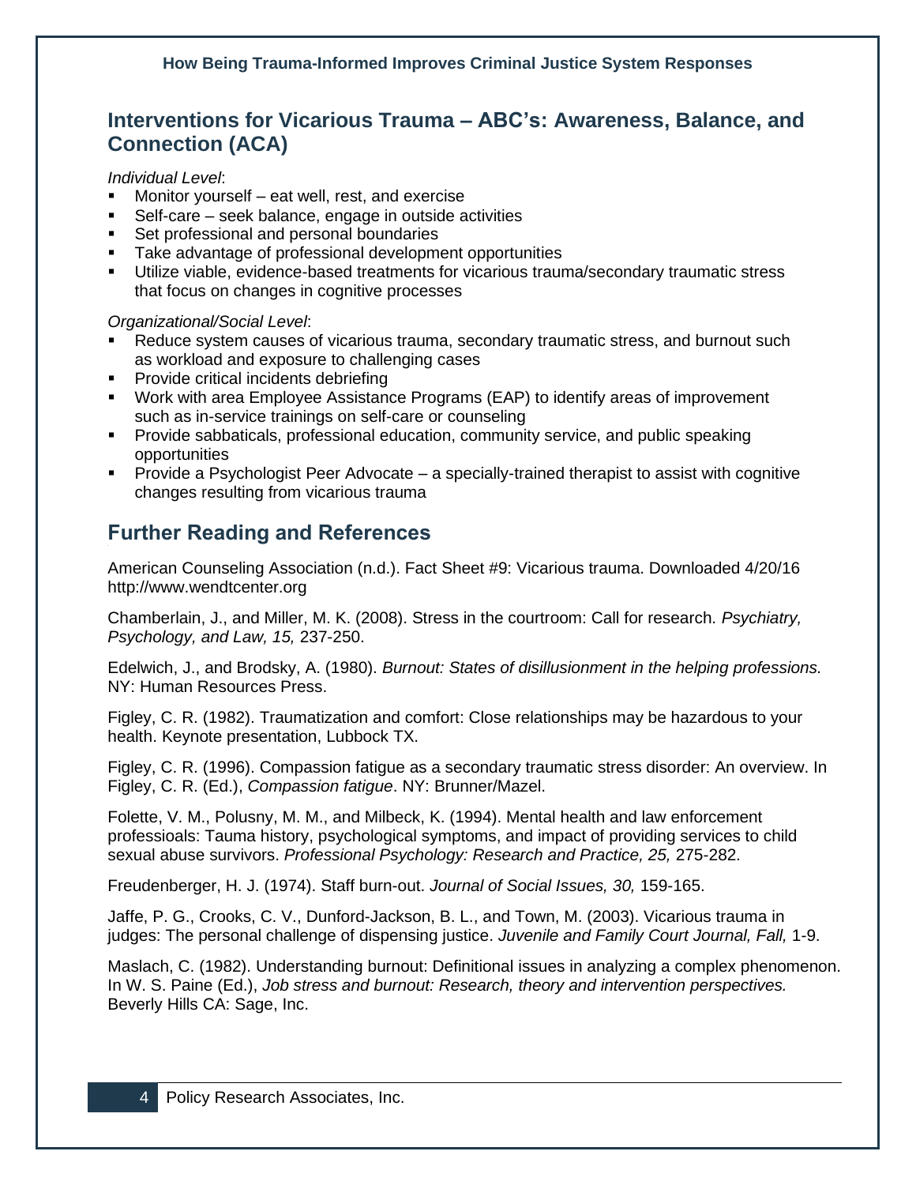## Interventions for Vicarious Trauma – ABC's: Awareness, Balance, and Connection (ACA)

*Individual Level*:

- Monitor yourself – eat well, rest, and exercise
- Self-care – seek balance, engage in outside activities
- Set professional and personal boundaries
- Take advantage of professional development opportunities
- Utilize viable, evidence-based treatments for vicarious trauma/secondary traumatic stress that focus on changes in cognitive processes

*Organizational/Social Level*:

- Reduce system causes of vicarious trauma, secondary traumatic stress, and burnout such as workload and exposure to challenging cases
- Provide critical incidents debriefing
- Work with area Employee Assistance Programs (EAP) to identify areas of improvement such as in-service trainings on self-care or counseling
- Provide sabbaticals, professional education, community service, and public speaking opportunities
- Provide a Psychologist Peer Advocate – a specially-trained therapist to assist with cognitive changes resulting from vicarious trauma

## Further Reading and References

American Counseling Association (n.d.). Fact Sheet #9: Vicarious trauma. Downloaded 4/20/16 http://www.wendtcenter.org

Chamberlain, J., and Miller, M. K. (2008). Stress in the courtroom: Call for research. *Psychiatry, Psychology, and Law, 15,* 237-250.

Edelwich, J., and Brodsky, A. (1980). *Burnout: States of disillusionment in the helping professions.* NY: Human Resources Press.

Figley, C. R. (1982). Traumatization and comfort: Close relationships may be hazardous to your health. Keynote presentation, Lubbock TX.

Figley, C. R. (1996). Compassion fatigue as a secondary traumatic stress disorder: An overview. In Figley, C. R. (Ed.), *Compassion fatigue*. NY: Brunner/Mazel.

Folette, V. M., Polusny, M. M., and Milbeck, K. (1994). Mental health and law enforcement professioals: Tauma history, psychological symptoms, and impact of providing services to child sexual abuse survivors. *Professional Psychology: Research and Practice, 25,* 275-282.

Freudenberger, H. J. (1974). Staff burn-out. *Journal of Social Issues, 30,* 159-165.

Jaffe, P. G., Crooks, C. V., Dunford-Jackson, B. L., and Town, M. (2003). Vicarious trauma in judges: The personal challenge of dispensing justice. *Juvenile and Family Court Journal, Fall,* 1-9.

Maslach, C. (1982). Understanding burnout: Definitional issues in analyzing a complex phenomenon. In W. S. Paine (Ed.), *Job stress and burnout: Research, theory and intervention perspectives.* Beverly Hills CA: Sage, Inc.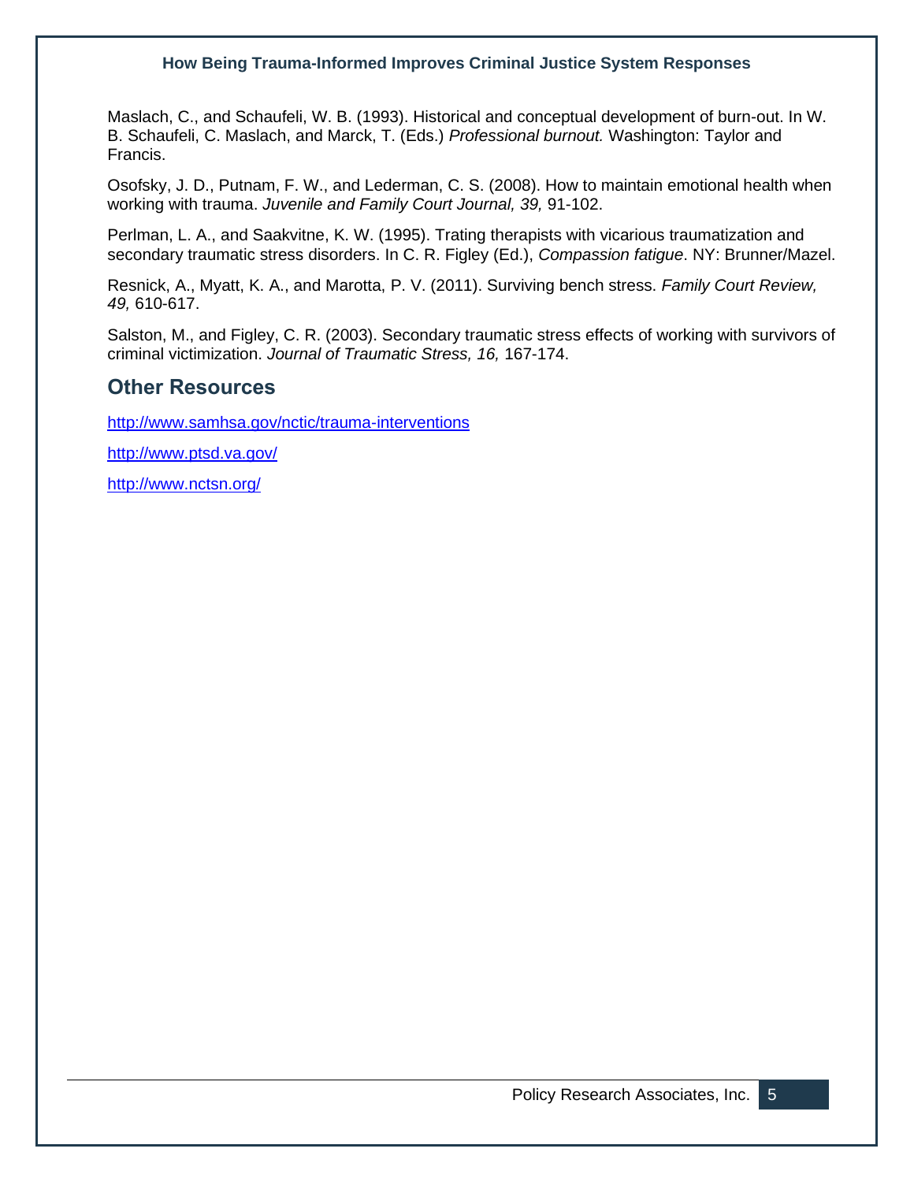Maslach, C., and Schaufeli, W. B. (1993). Historical and conceptual development of burn-out. In W. B. Schaufeli, C. Maslach, and Marck, T. (Eds.) *Professional burnout.* Washington: Taylor and Francis.

Osofsky, J. D., Putnam, F. W., and Lederman, C. S. (2008). How to maintain emotional health when working with trauma. *Juvenile and Family Court Journal, 39,* 91-102.

Perlman, L. A., and Saakvitne, K. W. (1995). Trating therapists with vicarious traumatization and secondary traumatic stress disorders. In C. R. Figley (Ed.), *Compassion fatigue*. NY: Brunner/Mazel.

Resnick, A., Myatt, K. A., and Marotta, P. V. (2011). Surviving bench stress. *Family Court Review, 49,* 610-617.

Salston, M., and Figley, C. R. (2003). Secondary traumatic stress effects of working with survivors of criminal victimization. *Journal of Traumatic Stress, 16,* 167-174.

## Other Resources

http://www.samhsa.gov/nctic/trauma-interventions

http://www.ptsd.va.gov/

http://www.nctsn.org/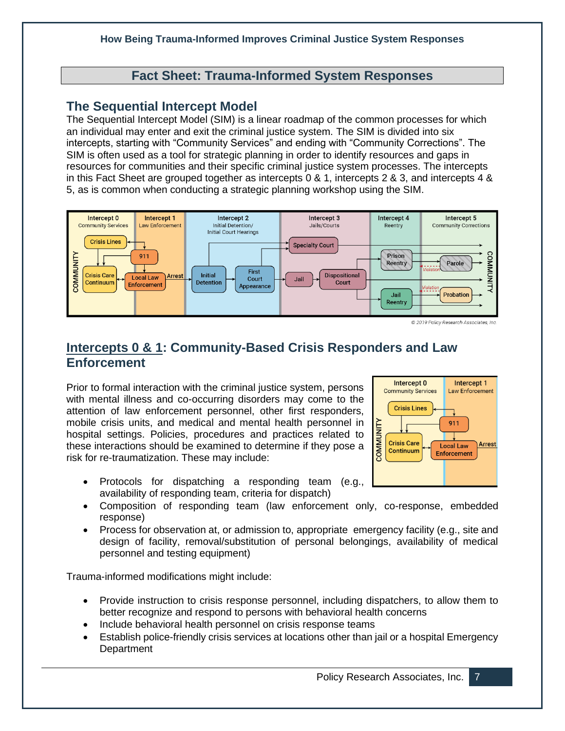## Fact Sheet: Trauma-Informed System Responses

### The Sequential Intercept Model

The Sequential Intercept Model (SIM) is a linear roadmap of the common processes for which an individual may enter and exit the criminal justice system. The SIM is divided into six intercepts, starting with "Community Services" and ending with "Community Corrections". The SIM is often used as a tool for strategic planning in order to identify resources and gaps in resources for communities and their specific criminal justice system processes. The intercepts in this Fact Sheet are grouped together as intercepts 0 & 1, intercepts 2 & 3, and intercepts 4 & 5, as is common when conducting a strategic planning workshop using the SIM.

© 2019 Policy Research Associates, Inc.

### Intercepts 0 & 1: Community-Based Crisis Responders and Law Enforcement

Prior to formal interaction with the criminal justice system, persons with mental illness and co-occurring disorders may come to the attention of law enforcement personnel, other first responders, mobile crisis units, and medical and mental health personnel in hospital settings. Policies, procedures and practices related to these interactions should be examined to determine if they pose a risk for re-traumatization. These may include:

- Protocols for dispatching a responding team (e.g., availability of responding team, criteria for dispatch)
- Composition of responding team (law enforcement only, co-response, embedded response)
- Process for observation at, or admission to, appropriate emergency facility (e.g., site and design of facility, removal/substitution of personal belongings, availability of medical personnel and testing equipment)

Trauma-informed modifications might include:

- Provide instruction to crisis response personnel, including dispatchers, to allow them to better recognize and respond to persons with behavioral health concerns
- Include behavioral health personnel on crisis response teams
- Establish police-friendly crisis services at locations other than jail or a hospital Emergency Department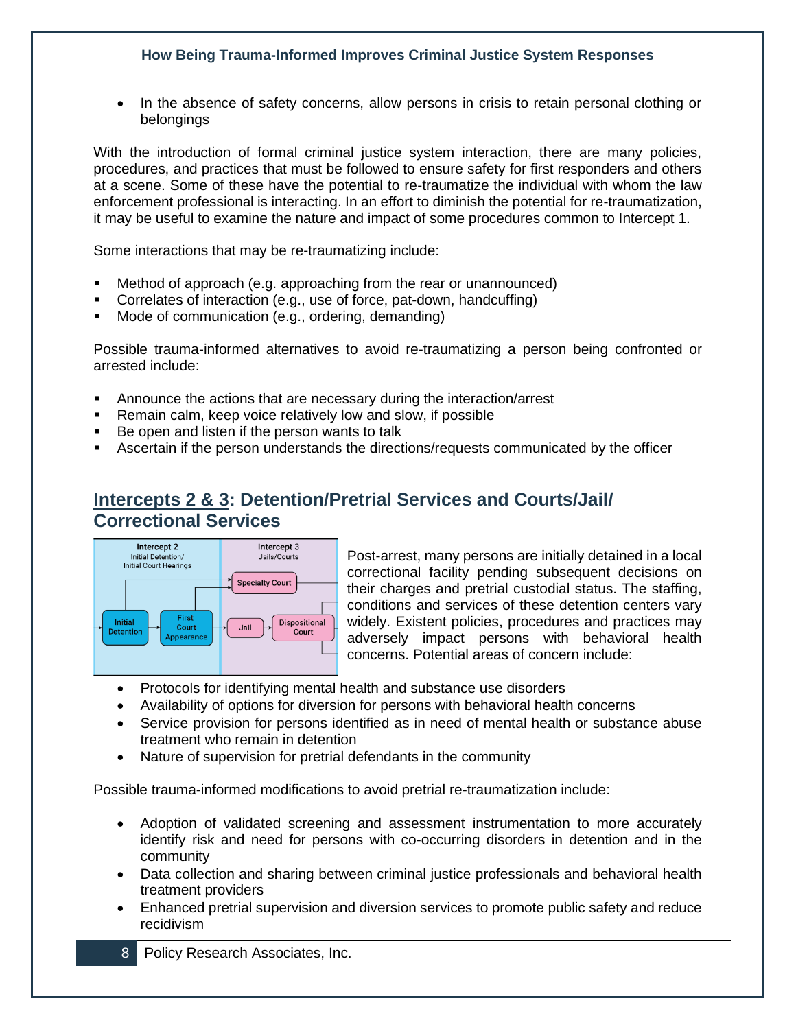- In the absence of safety concerns, allow persons in crisis to retain personal clothing or belongings

With the introduction of formal criminal justice system interaction, there are many policies, procedures, and practices that must be followed to ensure safety for first responders and others at a scene. Some of these have the potential to re-traumatize the individual with whom the law enforcement professional is interacting. In an effort to diminish the potential for re-traumatization, it may be useful to examine the nature and impact of some procedures common to Intercept 1.

Some interactions that may be re-traumatizing include:

- Method of approach (e.g. approaching from the rear or unannounced)
- Correlates of interaction (e.g., use of force, pat-down, handcuffing)
- Mode of communication (e.g., ordering, demanding)

Possible trauma-informed alternatives to avoid re-traumatizing a person being confronted or arrested include:

- Announce the actions that are necessary during the interaction/arrest
- Remain calm, keep voice relatively low and slow, if possible
- Be open and listen if the person wants to talk
- Ascertain if the person understands the directions/requests communicated by the officer

## Intercepts 2 & 3: Detention/Pretrial Services and Courts/Jail/ Correctional Services

Post-arrest, many persons are initially detained in a local correctional facility pending subsequent decisions on their charges and pretrial custodial status. The staffing, conditions and services of these detention centers vary widely. Existent policies, procedures and practices may adversely impact persons with behavioral health concerns. Potential areas of concern include:

- Protocols for identifying mental health and substance use disorders
- Availability of options for diversion for persons with behavioral health concerns
- Service provision for persons identified as in need of mental health or substance abuse treatment who remain in detention
- Nature of supervision for pretrial defendants in the community

Possible trauma-informed modifications to avoid pretrial re-traumatization include:

- Adoption of validated screening and assessment instrumentation to more accurately identify risk and need for persons with co-occurring disorders in detention and in the community
- Data collection and sharing between criminal justice professionals and behavioral health treatment providers
- Enhanced pretrial supervision and diversion services to promote public safety and reduce recidivism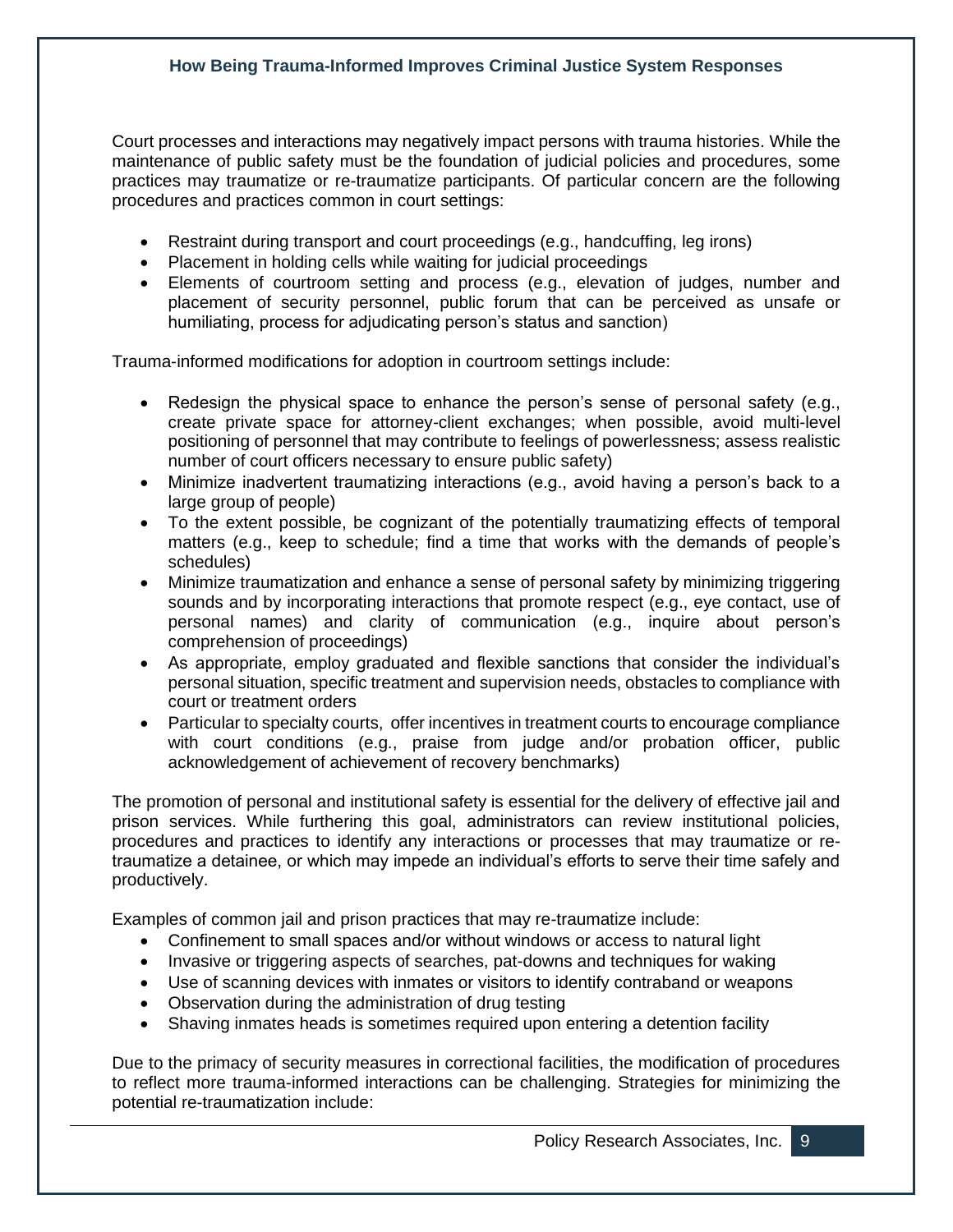**How Being Trauma-Informed Improves Criminal Justice System Responses**

Court processes and interactions may negatively impact persons with trauma histories. While the maintenance of public safety must be the foundation of judicial policies and procedures, some practices may traumatize or re-traumatize participants. Of particular concern are the following procedures and practices common in court settings:

- Restraint during transport and court proceedings (e.g., handcuffing, leg irons)
- Placement in holding cells while waiting for judicial proceedings
- Elements of courtroom setting and process (e.g., elevation of judges, number and placement of security personnel, public forum that can be perceived as unsafe or humiliating, process for adjudicating person's status and sanction)

Trauma-informed modifications for adoption in courtroom settings include:

- Redesign the physical space to enhance the person's sense of personal safety (e.g., create private space for attorney-client exchanges; when possible, avoid multi-level positioning of personnel that may contribute to feelings of powerlessness; assess realistic number of court officers necessary to ensure public safety)
- Minimize inadvertent traumatizing interactions (e.g., avoid having a person's back to a large group of people)
- To the extent possible, be cognizant of the potentially traumatizing effects of temporal matters (e.g., keep to schedule; find a time that works with the demands of people's schedules)
- Minimize traumatization and enhance a sense of personal safety by minimizing triggering sounds and by incorporating interactions that promote respect (e.g., eye contact, use of personal names) and clarity of communication (e.g., inquire about person's comprehension of proceedings)
- As appropriate, employ graduated and flexible sanctions that consider the individual's personal situation, specific treatment and supervision needs, obstacles to compliance with court or treatment orders
- Particular to specialty courts, offer incentives in treatment courts to encourage compliance with court conditions (e.g., praise from judge and/or probation officer, public acknowledgement of achievement of recovery benchmarks)

The promotion of personal and institutional safety is essential for the delivery of effective jail and prison services. While furthering this goal, administrators can review institutional policies, procedures and practices to identify any interactions or processes that may traumatize or re-traumatize a detainee, or which may impede an individual's efforts to serve their time safely and productively.

Examples of common jail and prison practices that may re-traumatize include:

- Confinement to small spaces and/or without windows or access to natural light
- Invasive or triggering aspects of searches, pat-downs and techniques for waking
- Use of scanning devices with inmates or visitors to identify contraband or weapons
- Observation during the administration of drug testing
- Shaving inmates heads is sometimes required upon entering a detention facility

Due to the primacy of security measures in correctional facilities, the modification of procedures to reflect more trauma-informed interactions can be challenging. Strategies for minimizing the potential re-traumatization include: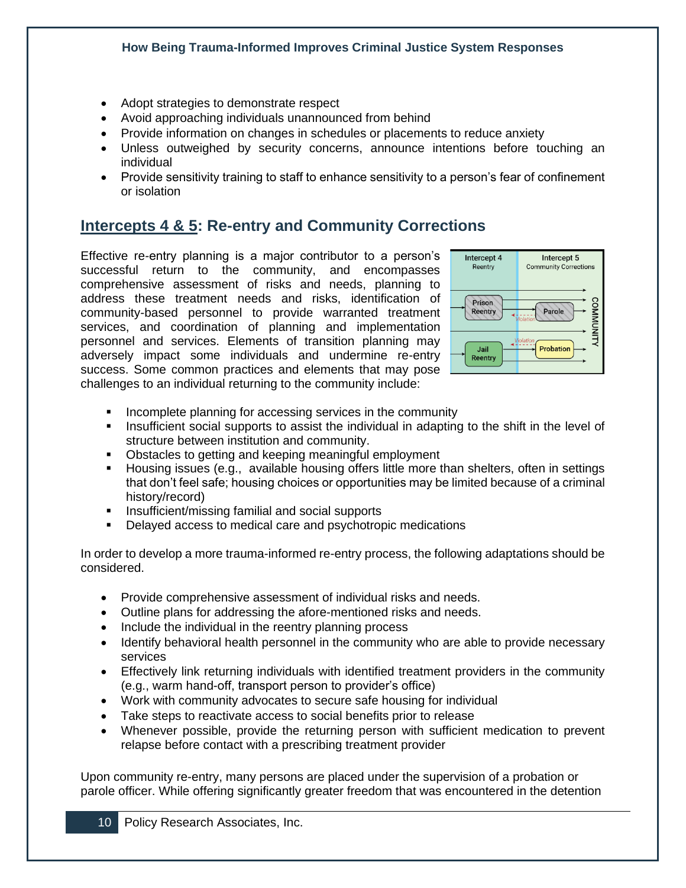- Adopt strategies to demonstrate respect
- Avoid approaching individuals unannounced from behind
- Provide information on changes in schedules or placements to reduce anxiety
- Unless outweighed by security concerns, announce intentions before touching an individual
- Provide sensitivity training to staff to enhance sensitivity to a person's fear of confinement or isolation

## Intercepts 4 & 5: Re-entry and Community Corrections

Effective re-entry planning is a major contributor to a person's successful return to the community, and encompasses comprehensive assessment of risks and needs, planning to address these treatment needs and risks, identification of community-based personnel to provide warranted treatment services, and coordination of planning and implementation personnel and services. Elements of transition planning may adversely impact some individuals and undermine re-entry success. Some common practices and elements that may pose challenges to an individual returning to the community include:

- Incomplete planning for accessing services in the community
- Insufficient social supports to assist the individual in adapting to the shift in the level of structure between institution and community.
- Obstacles to getting and keeping meaningful employment
- Housing issues (e.g., available housing offers little more than shelters, often in settings that don't feel safe; housing choices or opportunities may be limited because of a criminal history/record)
- Insufficient/missing familial and social supports
- Delayed access to medical care and psychotropic medications

In order to develop a more trauma-informed re-entry process, the following adaptations should be considered.

- Provide comprehensive assessment of individual risks and needs.
- Outline plans for addressing the afore-mentioned risks and needs.
- Include the individual in the reentry planning process
- Identify behavioral health personnel in the community who are able to provide necessary services
- Effectively link returning individuals with identified treatment providers in the community (e.g., warm hand-off, transport person to provider's office)
- Work with community advocates to secure safe housing for individual
- Take steps to reactivate access to social benefits prior to release
- Whenever possible, provide the returning person with sufficient medication to prevent relapse before contact with a prescribing treatment provider

Upon community re-entry, many persons are placed under the supervision of a probation or parole officer. While offering significantly greater freedom that was encountered in the detention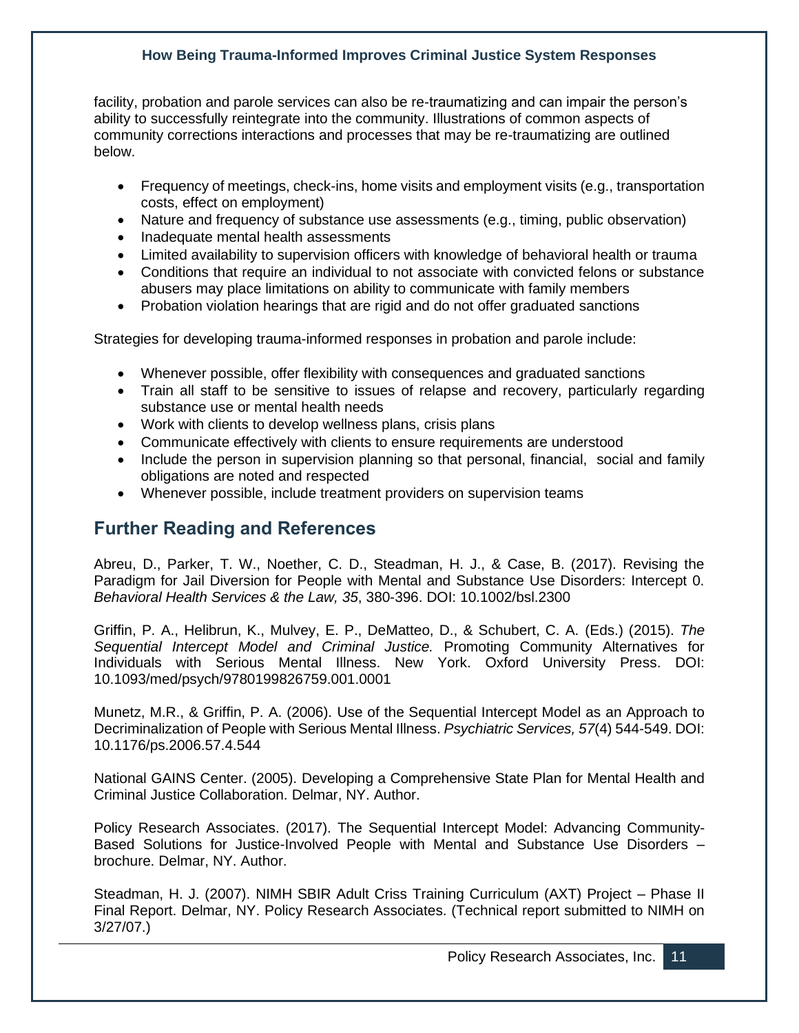facility, probation and parole services can also be re-traumatizing and can impair the person's ability to successfully reintegrate into the community. Illustrations of common aspects of community corrections interactions and processes that may be re-traumatizing are outlined below.

- Frequency of meetings, check-ins, home visits and employment visits (e.g., transportation costs, effect on employment)
- Nature and frequency of substance use assessments (e.g., timing, public observation)
- Inadequate mental health assessments
- Limited availability to supervision officers with knowledge of behavioral health or trauma
- Conditions that require an individual to not associate with convicted felons or substance abusers may place limitations on ability to communicate with family members
- Probation violation hearings that are rigid and do not offer graduated sanctions

Strategies for developing trauma-informed responses in probation and parole include:

- Whenever possible, offer flexibility with consequences and graduated sanctions
- Train all staff to be sensitive to issues of relapse and recovery, particularly regarding substance use or mental health needs
- Work with clients to develop wellness plans, crisis plans
- Communicate effectively with clients to ensure requirements are understood
- Include the person in supervision planning so that personal, financial, social and family obligations are noted and respected
- Whenever possible, include treatment providers on supervision teams

## Further Reading and References

Abreu, D., Parker, T. W., Noether, C. D., Steadman, H. J., & Case, B. (2017). Revising the Paradigm for Jail Diversion for People with Mental and Substance Use Disorders: Intercept 0. *Behavioral Health Services & the Law, 35*, 380-396. DOI: 10.1002/bsl.2300

Griffin, P. A., Helibrun, K., Mulvey, E. P., DeMatteo, D., & Schubert, C. A. (Eds.) (2015). *The Sequential Intercept Model and Criminal Justice.* Promoting Community Alternatives for Individuals with Serious Mental Illness. New York. Oxford University Press. DOI: 10.1093/med/psych/9780199826759.001.0001

Munetz, M.R., & Griffin, P. A. (2006). Use of the Sequential Intercept Model as an Approach to Decriminalization of People with Serious Mental Illness. *Psychiatric Services, 57*(4) 544-549. DOI: 10.1176/ps.2006.57.4.544

National GAINS Center. (2005). Developing a Comprehensive State Plan for Mental Health and Criminal Justice Collaboration. Delmar, NY. Author.

Policy Research Associates. (2017). The Sequential Intercept Model: Advancing Community-Based Solutions for Justice-Involved People with Mental and Substance Use Disorders – brochure. Delmar, NY. Author.

Steadman, H. J. (2007). NIMH SBIR Adult Criss Training Curriculum (AXT) Project – Phase II Final Report. Delmar, NY. Policy Research Associates. (Technical report submitted to NIMH on 3/27/07.)